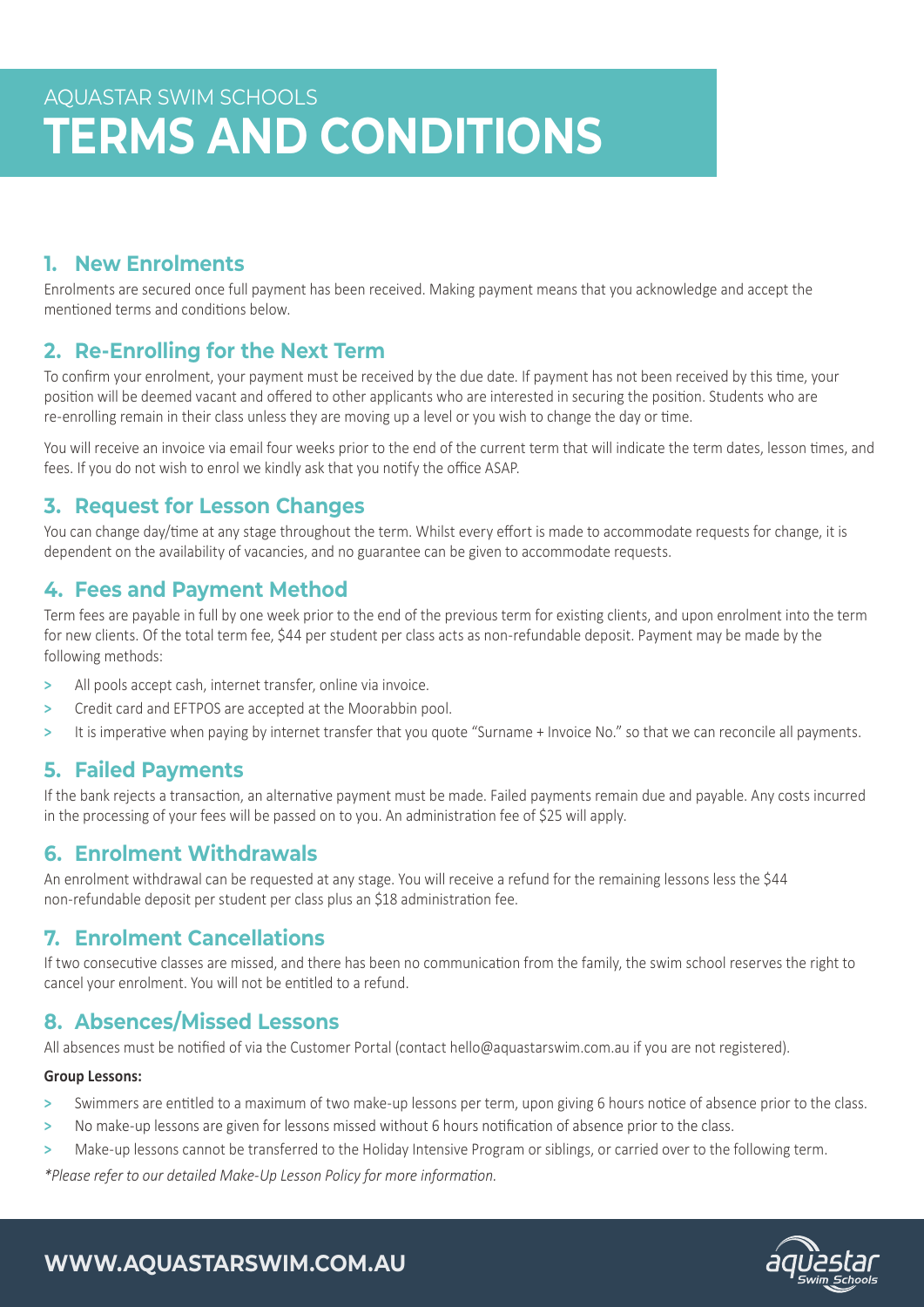AQUASTAR SWIM SCHOOLS

# TERMS AND CONDITIONS

## 1. New Enrolments

Enrolments are secured once full payment has been received. Making payment means that you acknowledge and accept the mentioned terms and conditions below.

## 2. Re-Enrolling for the Next Term

To confirm your enrolment, your payment must be received by the due date. If payment has not been received by this time, your position will be deemed vacant and offered to other applicants who are interested in securing the position. Students who are re-enrolling remain in their class unless they are moving up a level or you wish to change the day or time.

You will receive an invoice via email four weeks prior to the end of the current term that will indicate the term dates, lesson times, and fees. If you do not wish to enrol we kindly ask that you notify the office ASAP.

## 3. Request for Lesson Changes

You can change day/time at any stage throughout the term. Whilst every effort is made to accommodate requests for change, it is dependent on the availability of vacancies, and no guarantee can be given to accommodate requests.

## 4. Fees and Payment Method

Term fees are payable in full by one week prior to the end of the previous term for existing clients, and upon enrolment into the term for new clients. Of the total term fee, $44 per student per class acts as non-refundable deposit. Payment may be made by the following methods:

- All pools accept cash, internet transfer, online via invoice.
- Credit card and EFTPOS are accepted at the Moorabbin pool.
- It is imperative when paying by internet transfer that you quote "Surname + Invoice No." so that we can reconcile all payments.

## 5. Failed Payments

If the bank rejects a transaction, an alternative payment must be made. Failed payments remain due and payable. Any costs incurred in the processing of your fees will be passed on to you. An administration fee of $25 will apply.

## 6. Enrolment Withdrawals

An enrolment withdrawal can be requested at any stage. You will receive a refund for the remaining lessons less the $44 non-refundable deposit per student per class plus an $18 administration fee.

## 7. Enrolment Cancellations

If two consecutive classes are missed, and there has been no communication from the family, the swim school reserves the right to cancel your enrolment. You will not be entitled to a refund.

## 8. Absences/Missed Lessons

All absences must be notified of via the Customer Portal (contact hello@aquastarswim.com.au if you are not registered).

**Group Lessons:**

- Swimmers are entitled to a maximum of two make-up lessons per term, upon giving 6 hours notice of absence prior to the class.
- No make-up lessons are given for lessons missed without 6 hours notification of absence prior to the class.
- Make-up lessons cannot be transferred to the Holiday Intensive Program or siblings, or carried over to the following term.

*\*Please refer to our detailed Make-Up Lesson Policy for more information.*

WWW.AQUASTARSWIM.COM.AU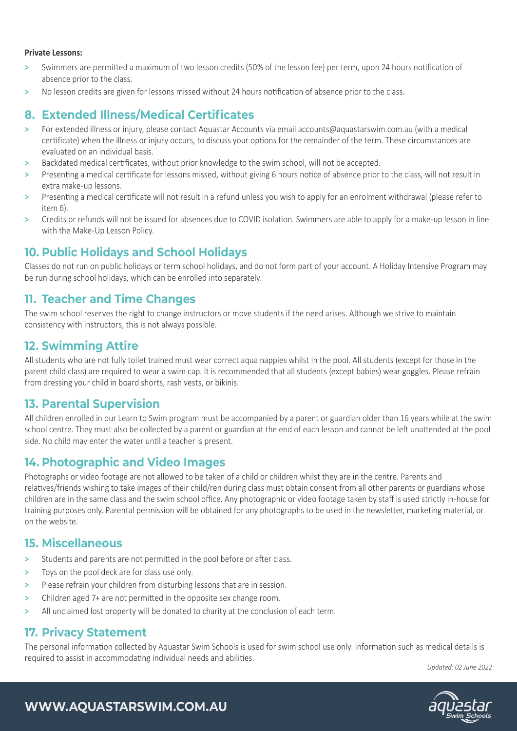**Private Lessons:**

- Swimmers are permitted a maximum of two lesson credits (50% of the lesson fee) per term, upon 24 hours notification of absence prior to the class.
- No lesson credits are given for lessons missed without 24 hours notification of absence prior to the class.

## 8. Extended Illness/Medical Certificates

- For extended illness or injury, please contact Aquastar Accounts via email accounts@aquastarswim.com.au (with a medical certificate) when the illness or injury occurs, to discuss your options for the remainder of the term. These circumstances are evaluated on an individual basis.
- Backdated medical certificates, without prior knowledge to the swim school, will not be accepted.
- Presenting a medical certificate for lessons missed, without giving 6 hours notice of absence prior to the class, will not result in extra make-up lessons.
- Presenting a medical certificate will not result in a refund unless you wish to apply for an enrolment withdrawal (please refer to item 6).
- Credits or refunds will not be issued for absences due to COVID isolation. Swimmers are able to apply for a make-up lesson in line with the Make-Up Lesson Policy.

## 10. Public Holidays and School Holidays

Classes do not run on public holidays or term school holidays, and do not form part of your account. A Holiday Intensive Program may be run during school holidays, which can be enrolled into separately.

## 11. Teacher and Time Changes

The swim school reserves the right to change instructors or move students if the need arises. Although we strive to maintain consistency with instructors, this is not always possible.

## 12. Swimming Attire

All students who are not fully toilet trained must wear correct aqua nappies whilst in the pool. All students (except for those in the parent child class) are required to wear a swim cap. It is recommended that all students (except babies) wear goggles. Please refrain from dressing your child in board shorts, rash vests, or bikinis.

## 13. Parental Supervision

All children enrolled in our Learn to Swim program must be accompanied by a parent or guardian older than 16 years while at the swim school centre. They must also be collected by a parent or guardian at the end of each lesson and cannot be left unattended at the pool side. No child may enter the water until a teacher is present.

## 14. Photographic and Video Images

Photographs or video footage are not allowed to be taken of a child or children whilst they are in the centre. Parents and relatives/friends wishing to take images of their child/ren during class must obtain consent from all other parents or guardians whose children are in the same class and the swim school office. Any photographic or video footage taken by staff is used strictly in-house for training purposes only. Parental permission will be obtained for any photographs to be used in the newsletter, marketing material, or on the website.

## 15. Miscellaneous

- Students and parents are not permitted in the pool before or after class.
- Toys on the pool deck are for class use only.
- Please refrain your children from disturbing lessons that are in session.
- Children aged 7+ are not permitted in the opposite sex change room.
- All unclaimed lost property will be donated to charity at the conclusion of each term.

## 17. Privacy Statement

The personal information collected by Aquastar Swim Schools is used for swim school use only. Information such as medical details is required to assist in accommodating individual needs and abilities.

*Updated: 02 June 2022*

**WWW.AQUASTARSWIM.COM.AU**